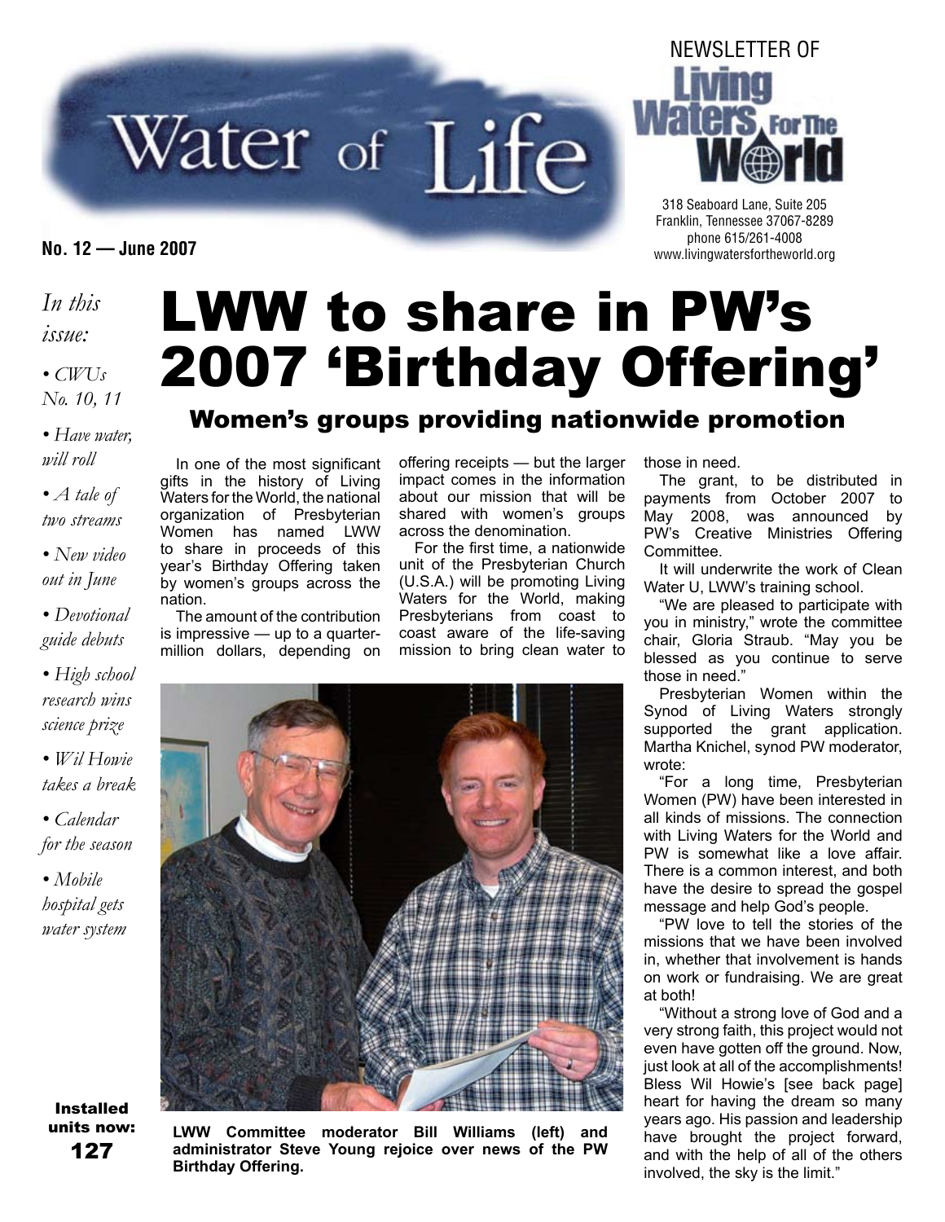# Water of Life

NEWSLETTER OF Living Waters For The World

318 Seaboard Lane, Suite 205
Franklin, Tennessee 37067-8289
phone 615/261-4008
www.livingwatersfortheworld.org

**No. 12 — June 2007**

*In this issue:*

- *CWUs No. 10, 11*
- *Have water, will roll*
- *A tale of two streams*
- *New video out in June*
- *Devotional guide debuts*
- *High school research wins science prize*
- *Wil Howie takes a break*
- *Calendar for the season*
- *Mobile hospital gets water system*

**Installed units now: 127**

# LWW to share in PW's 2007 'Birthday Offering'

## Women's groups providing nationwide promotion

In one of the most significant gifts in the history of Living Waters for the World, the national organization of Presbyterian Women has named LWW to share in proceeds of this year's Birthday Offering taken by women's groups across the nation.

The amount of the contribution is impressive — up to a quarter-million dollars, depending on offering receipts — but the larger impact comes in the information about our mission that will be shared with women's groups across the denomination.

For the first time, a nationwide unit of the Presbyterian Church (U.S.A.) will be promoting Living Waters for the World, making Presbyterians from coast to coast aware of the life-saving mission to bring clean water to those in need.

**LWW Committee moderator Bill Williams (left) and administrator Steve Young rejoice over news of the PW Birthday Offering.**

The grant, to be distributed in payments from October 2007 to May 2008, was announced by PW's Creative Ministries Offering Committee.

It will underwrite the work of Clean Water U, LWW's training school.

"We are pleased to participate with you in ministry," wrote the committee chair, Gloria Straub. "May you be blessed as you continue to serve those in need."

Presbyterian Women within the Synod of Living Waters strongly supported the grant application. Martha Knichel, synod PW moderator, wrote:

"For a long time, Presbyterian Women (PW) have been interested in all kinds of missions. The connection with Living Waters for the World and PW is somewhat like a love affair. There is a common interest, and both have the desire to spread the gospel message and help God's people.

"PW love to tell the stories of the missions that we have been involved in, whether that involvement is hands on work or fundraising. We are great at both!

"Without a strong love of God and a very strong faith, this project would not even have gotten off the ground. Now, just look at all of the accomplishments! Bless Wil Howie's [see back page] heart for having the dream so many years ago. His passion and leadership have brought the project forward, and with the help of all of the others involved, the sky is the limit."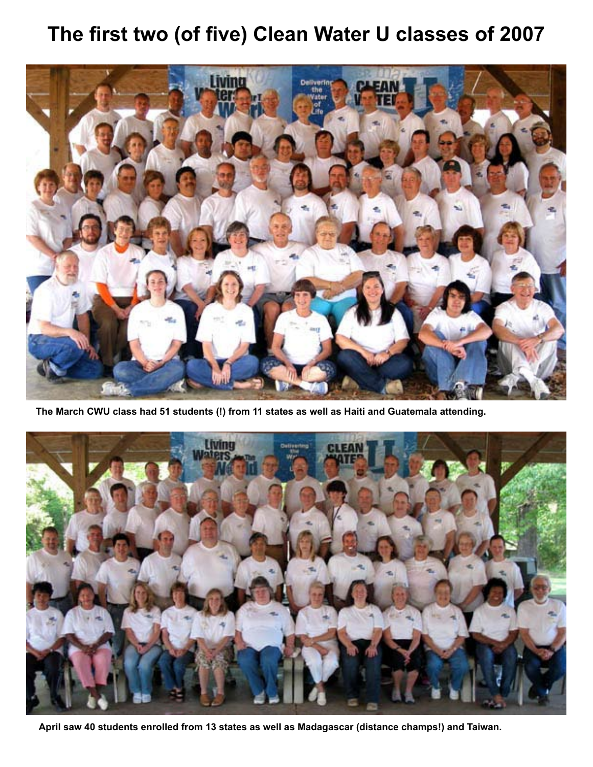# The first two (of five) Clean Water U classes of 2007

**The March CWU class had 51 students (!) from 11 states as well as Haiti and Guatemala attending.**

**April saw 40 students enrolled from 13 states as well as Madagascar (distance champs!) and Taiwan.**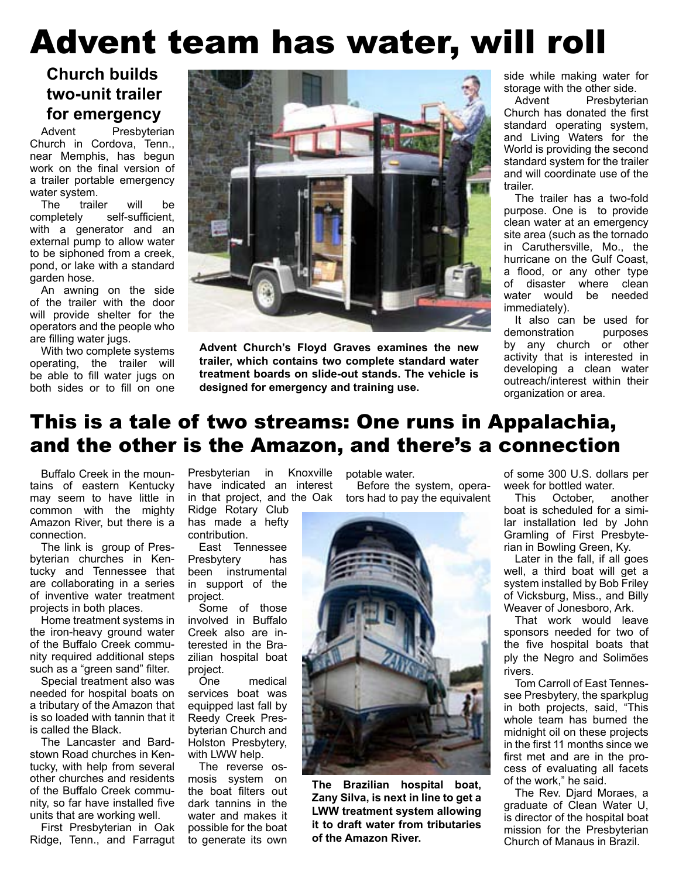# Advent team has water, will roll

## Church builds two-unit trailer for emergency

Advent Presbyterian Church in Cordova, Tenn., near Memphis, has begun work on the final version of a trailer portable emergency water system.

The trailer will be completely self-sufficient, with a generator and an external pump to allow water to be siphoned from a creek, pond, or lake with a standard garden hose.

An awning on the side of the trailer with the door will provide shelter for the operators and the people who are filling water jugs.

With two complete systems operating, the trailer will be able to fill water jugs on both sides or to fill on one side while making water for storage with the other side.

Advent Presbyterian Church has donated the first standard operating system, and Living Waters for the World is providing the second standard system for the trailer and will coordinate use of the trailer.

The trailer has a two-fold purpose. One is to provide clean water at an emergency site area (such as the tornado in Caruthersville, Mo., the hurricane on the Gulf Coast, a flood, or any other type of disaster where clean water would be needed immediately).

It also can be used for demonstration purposes by any church or other activity that is interested in developing a clean water outreach/interest within their organization or area.

**Advent Church's Floyd Graves examines the new trailer, which contains two complete standard water treatment boards on slide-out stands. The vehicle is designed for emergency and training use.**

# This is a tale of two streams: One runs in Appalachia, and the other is the Amazon, and there's a connection

Buffalo Creek in the mountains of eastern Kentucky may seem to have little in common with the mighty Amazon River, but there is a connection.

The link is group of Presbyterian churches in Kentucky and Tennessee that are collaborating in a series of inventive water treatment projects in both places.

Home treatment systems in the iron-heavy ground water of the Buffalo Creek community required additional steps such as a "green sand" filter.

Special treatment also was needed for hospital boats on a tributary of the Amazon that is so loaded with tannin that it is called the Black.

The Lancaster and Bardstown Road churches in Kentucky, with help from several other churches and residents of the Buffalo Creek community, so far have installed five units that are working well.

First Presbyterian in Oak Ridge, Tenn., and Farragut Presbyterian in Knoxville have indicated an interest in that project, and the Oak Ridge Rotary Club has made a hefty contribution.

East Tennessee Presbytery has been instrumental in support of the project.

Some of those involved in Buffalo Creek also are interested in the Brazilian hospital boat project.

One medical services boat was equipped last fall by Reedy Creek Presbyterian Church and Holston Presbytery, with LWW help.

The reverse osmosis system on the boat filters out the dark tannins in the water and makes it possible for the boat to generate its own potable water.

Before the system, operators had to pay the equivalent of some 300 U.S. dollars per week for bottled water.

**The Brazilian hospital boat, Zany Silva, is next in line to get a LWW treatment system allowing it to draft water from tributaries of the Amazon River.**

This October, another boat is scheduled for a similar installation led by John Gramling of First Presbyterian in Bowling Green, Ky.

Later in the fall, if all goes well, a third boat will get a system installed by Bob Friley of Vicksburg, Miss., and Billy Weaver of Jonesboro, Ark.

That work would leave sponsors needed for two of the five hospital boats that ply the Negro and Solimões rivers.

Tom Carroll of East Tennessee Presbytery, the sparkplug in both projects, said, "This whole team has burned the midnight oil on these projects in the first 11 months since we first met and are in the process of evaluating all facets of the work," he said.

The Rev. Djard Moraes, a graduate of Clean Water U, is director of the hospital boat mission for the Presbyterian Church of Manaus in Brazil.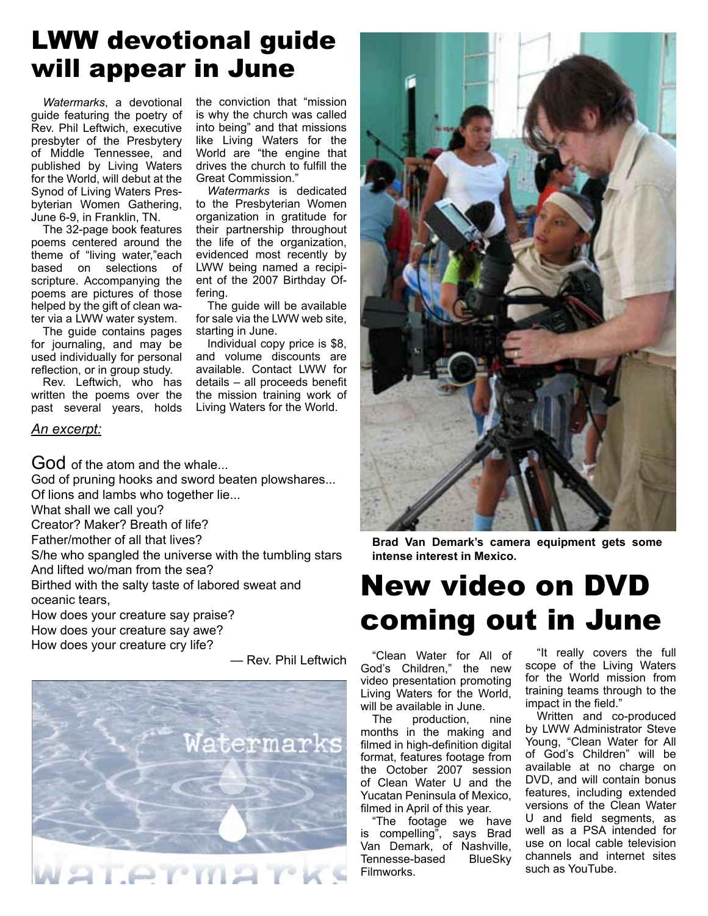# LWW devotional guide will appear in June

*Watermarks*, a devotional guide featuring the poetry of Rev. Phil Leftwich, executive presbyter of the Presbytery of Middle Tennessee, and published by Living Waters for the World, will debut at the Synod of Living Waters Presbyterian Women Gathering, June 6-9, in Franklin, TN.

The 32-page book features poems centered around the theme of "living water,"each based on selections of scripture. Accompanying the poems are pictures of those helped by the gift of clean water via a LWW water system.

The guide contains pages for journaling, and may be used individually for personal reflection, or in group study.

Rev. Leftwich, who has written the poems over the past several years, holds the conviction that "mission is why the church was called into being" and that missions like Living Waters for the World are "the engine that drives the church to fulfill the Great Commission."

*Watermarks* is dedicated to the Presbyterian Women organization in gratitude for their partnership throughout the life of the organization, evidenced most recently by LWW being named a recipient of the 2007 Birthday Offering.

The guide will be available for sale via the LWW web site, starting in June.

Individual copy price is $8, and volume discounts are available. Contact LWW for details – all proceeds benefit the mission training work of Living Waters for the World.

*An excerpt:*

God of the atom and the whale...
God of pruning hooks and sword beaten plowshares...
Of lions and lambs who together lie...
What shall we call you?
Creator? Maker? Breath of life?
Father/mother of all that lives?
S/he who spangled the universe with the tumbling stars
And lifted wo/man from the sea?
Birthed with the salty taste of labored sweat and oceanic tears,
How does your creature say praise?
How does your creature say awe?
How does your creature cry life?

— Rev. Phil Leftwich

**Brad Van Demark's camera equipment gets some intense interest in Mexico.**

# New video on DVD coming out in June

"Clean Water for All of God's Children," the new video presentation promoting Living Waters for the World, will be available in June.

The production, nine months in the making and filmed in high-definition digital format, features footage from the October 2007 session of Clean Water U and the Yucatan Peninsula of Mexico, filmed in April of this year.

"The footage we have is compelling", says Brad Van Demark, of Nashville, Tennesse-based BlueSky Filmworks.

"It really covers the full scope of the Living Waters for the World mission from training teams through to the impact in the field."

Written and co-produced by LWW Administrator Steve Young, "Clean Water for All of God's Children" will be available at no charge on DVD, and will contain bonus features, including extended versions of the Clean Water U and field segments, as well as a PSA intended for use on local cable television channels and internet sites such as YouTube.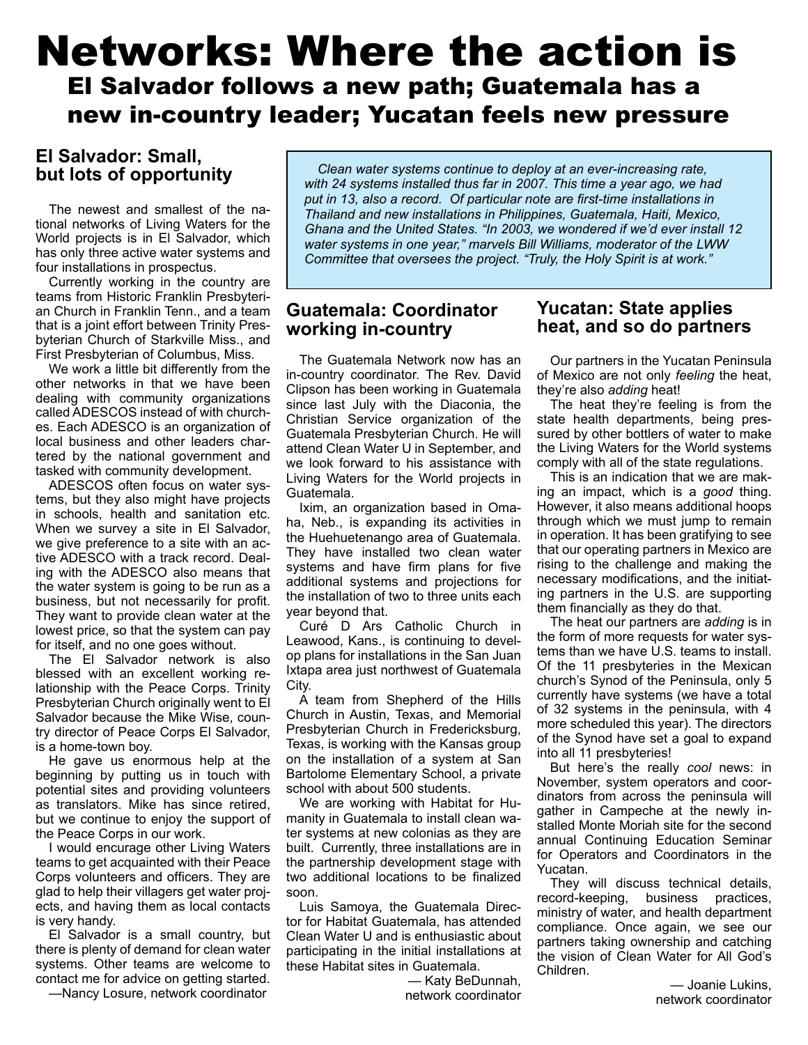# Networks: Where the action is

## El Salvador follows a new path; Guatemala has a new in-country leader; Yucatan feels new pressure

*Clean water systems continue to deploy at an ever-increasing rate, with 24 systems installed thus far in 2007. This time a year ago, we had put in 13, also a record. Of particular note are first-time installations in Thailand and new installations in Philippines, Guatemala, Haiti, Mexico, Ghana and the United States. "In 2003, we wondered if we'd ever install 12 water systems in one year," marvels Bill Williams, moderator of the LWW Committee that oversees the project. "Truly, the Holy Spirit is at work."*

### El Salvador: Small, but lots of opportunity

The newest and smallest of the national networks of Living Waters for the World projects is in El Salvador, which has only three active water systems and four installations in prospectus.

Currently working in the country are teams from Historic Franklin Presbyterian Church in Franklin Tenn., and a team that is a joint effort between Trinity Presbyterian Church of Starkville Miss., and First Presbyterian of Columbus, Miss.

We work a little bit differently from the other networks in that we have been dealing with community organizations called ADESCOS instead of with churches. Each ADESCO is an organization of local business and other leaders chartered by the national government and tasked with community development.

ADESCOS often focus on water systems, but they also might have projects in schools, health and sanitation etc. When we survey a site in El Salvador, we give preference to a site with an active ADESCO with a track record. Dealing with the ADESCO also means that the water system is going to be run as a business, but not necessarily for profit. They want to provide clean water at the lowest price, so that the system can pay for itself, and no one goes without.

The El Salvador network is also blessed with an excellent working relationship with the Peace Corps. Trinity Presbyterian Church originally went to El Salvador because the Mike Wise, country director of Peace Corps El Salvador, is a home-town boy.

He gave us enormous help at the beginning by putting us in touch with potential sites and providing volunteers as translators. Mike has since retired, but we continue to enjoy the support of the Peace Corps in our work.

I would encourage other Living Waters teams to get acquainted with their Peace Corps volunteers and officers. They are glad to help their villagers get water projects, and having them as local contacts is very handy.

El Salvador is a small country, but there is plenty of demand for clean water systems. Other teams are welcome to contact me for advice on getting started.

—Nancy Losure, network coordinator

### Guatemala: Coordinator working in-country

The Guatemala Network now has an in-country coordinator. The Rev. David Clipson has been working in Guatemala since last July with the Diaconia, the Christian Service organization of the Guatemala Presbyterian Church. He will attend Clean Water U in September, and we look forward to his assistance with Living Waters for the World projects in Guatemala.

Ixim, an organization based in Omaha, Neb., is expanding its activities in the Huehuetenango area of Guatemala. They have installed two clean water systems and have firm plans for five additional systems and projections for the installation of two to three units each year beyond that.

Curé D Ars Catholic Church in Leawood, Kans., is continuing to develop plans for installations in the San Juan Ixtapa area just northwest of Guatemala City.

A team from Shepherd of the Hills Church in Austin, Texas, and Memorial Presbyterian Church in Fredericksburg, Texas, is working with the Kansas group on the installation of a system at San Bartolome Elementary School, a private school with about 500 students.

We are working with Habitat for Humanity in Guatemala to install clean water systems at new colonias as they are built. Currently, three installations are in the partnership development stage with two additional locations to be finalized soon.

Luis Samoya, the Guatemala Director for Habitat Guatemala, has attended Clean Water U and is enthusiastic about participating in the initial installations at these Habitat sites in Guatemala.

— Katy BeDunnah, network coordinator

### Yucatan: State applies heat, and so do partners

Our partners in the Yucatan Peninsula of Mexico are not only *feeling* the heat, they're also *adding* heat!

The heat they're feeling is from the state health departments, being pressured by other bottlers of water to make the Living Waters for the World systems comply with all of the state regulations.

This is an indication that we are making an impact, which is a *good* thing. However, it also means additional hoops through which we must jump to remain in operation. It has been gratifying to see that our operating partners in Mexico are rising to the challenge and making the necessary modifications, and the initiating partners in the U.S. are supporting them financially as they do that.

The heat our partners are *adding* is in the form of more requests for water systems than we have U.S. teams to install. Of the 11 presbyteries in the Mexican church's Synod of the Peninsula, only 5 currently have systems (we have a total of 32 systems in the peninsula, with 4 more scheduled this year). The directors of the Synod have set a goal to expand into all 11 presbyteries!

But here's the really *cool* news: in November, system operators and coordinators from across the peninsula will gather in Campeche at the newly installed Monte Moriah site for the second annual Continuing Education Seminar for Operators and Coordinators in the Yucatan.

They will discuss technical details, record-keeping, business practices, ministry of water, and health department compliance. Once again, we see our partners taking ownership and catching the vision of Clean Water for All God's Children.

— Joanie Lukins, network coordinator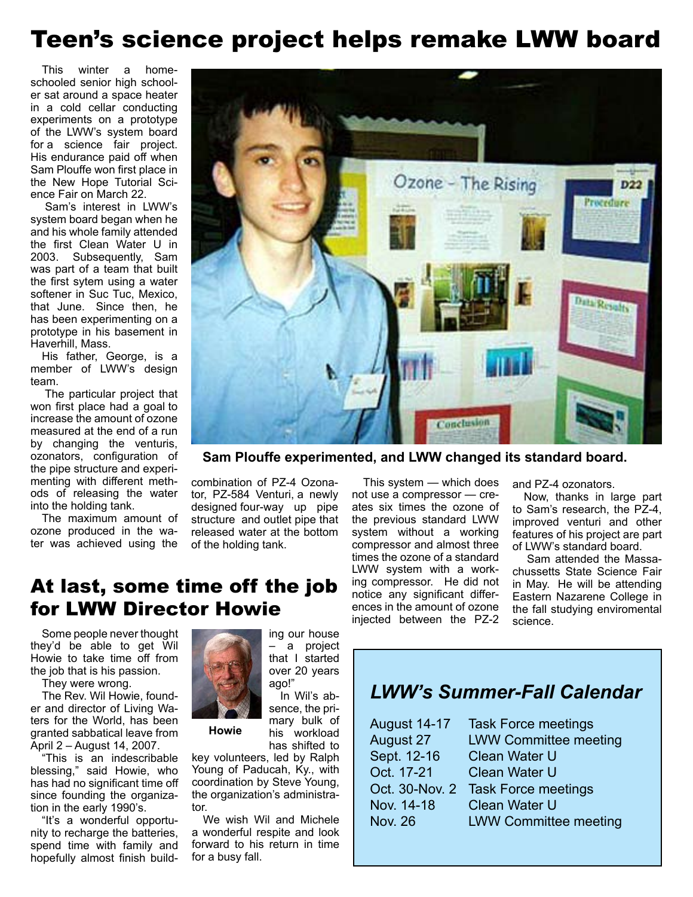# Teen's science project helps remake LWW board

This winter a home-schooled senior high schooler sat around a space heater in a cold cellar conducting experiments on a prototype of the LWW's system board for a science fair project. His endurance paid off when Sam Plouffe won first place in the New Hope Tutorial Science Fair on March 22.

Sam's interest in LWW's system board began when he and his whole family attended the first Clean Water U in 2003. Subsequently, Sam was part of a team that built the first sytem using a water softener in Suc Tuc, Mexico, that June. Since then, he has been experimenting on a prototype in his basement in Haverhill, Mass.

His father, George, is a member of LWW's design team.

The particular project that won first place had a goal to increase the amount of ozone measured at the end of a run by changing the venturis, ozonators, configuration of the pipe structure and experimenting with different methods of releasing the water into the holding tank.

The maximum amount of ozone produced in the water was achieved using the combination of PZ-4 Ozonator, PZ-584 Venturi, a newly designed four-way up pipe structure and outlet pipe that released water at the bottom of the holding tank.

This system — which does not use a compressor — creates six times the ozone of the previous standard LWW system without a working compressor and almost three times the ozone of a standard LWW system with a working compressor. He did not notice any significant differences in the amount of ozone injected between the PZ-2 and PZ-4 ozonators.

Now, thanks in large part to Sam's research, the PZ-4, improved venturi and other features of his project are part of LWW's standard board.

Sam attended the Massachussetts State Science Fair in May. He will be attending Eastern Nazarene College in the fall studying enviromental science.

**Sam Plouffe experimented, and LWW changed its standard board.**

## At last, some time off the job for LWW Director Howie

Some people never thought they'd be able to get Wil Howie to take time off from the job that is his passion.

They were wrong.

The Rev. Wil Howie, founder and director of Living Waters for the World, has been granted sabbatical leave from April 2 – August 14, 2007.

"This is an indescribable blessing," said Howie, who has had no significant time off since founding the organization in the early 1990's.

"It's a wonderful opportunity to recharge the batteries, spend time with family and hopefully almost finish building our house – a project that I started over 20 years ago!"

**Howie**

In Wil's absence, the primary bulk of his workload has shifted to key volunteers, led by Ralph Young of Paducah, Ky., with coordination by Steve Young, the organization's administrator.

We wish Wil and Michele a wonderful respite and look forward to his return in time for a busy fall.

## *LWW's Summer-Fall Calendar*

| | |
|---|---|
| August 14-17 | Task Force meetings |
| August 27 | LWW Committee meeting |
| Sept. 12-16 | Clean Water U |
| Oct. 17-21 | Clean Water U |
| Oct. 30-Nov. 2 | Task Force meetings |
| Nov. 14-18 | Clean Water U |
| Nov. 26 | LWW Committee meeting |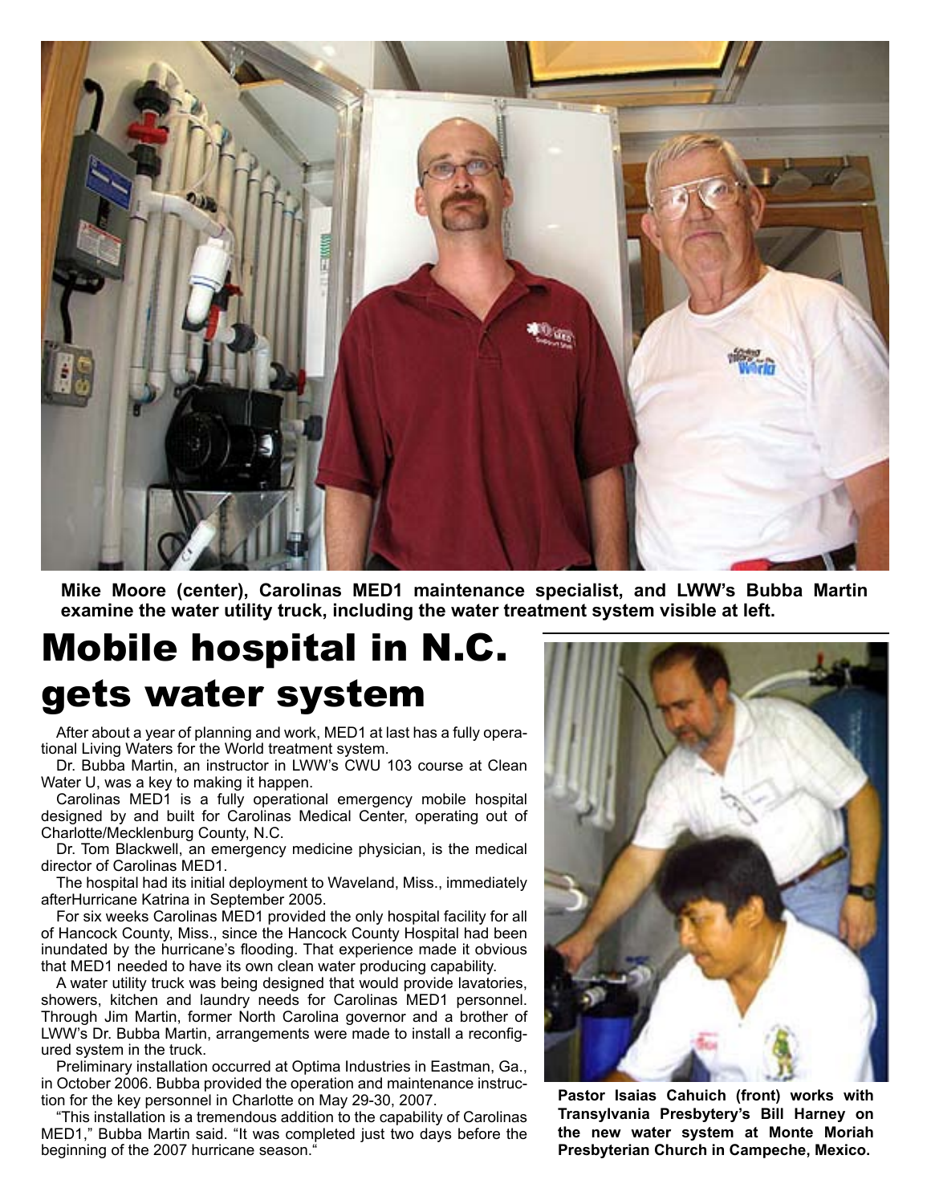**Mike Moore (center), Carolinas MED1 maintenance specialist, and LWW's Bubba Martin examine the water utility truck, including the water treatment system visible at left.**

# Mobile hospital in N.C. gets water system

After about a year of planning and work, MED1 at last has a fully operational Living Waters for the World treatment system.

Dr. Bubba Martin, an instructor in LWW's CWU 103 course at Clean Water U, was a key to making it happen.

Carolinas MED1 is a fully operational emergency mobile hospital designed by and built for Carolinas Medical Center, operating out of Charlotte/Mecklenburg County, N.C.

Dr. Tom Blackwell, an emergency medicine physician, is the medical director of Carolinas MED1.

The hospital had its initial deployment to Waveland, Miss., immediately afterHurricane Katrina in September 2005.

For six weeks Carolinas MED1 provided the only hospital facility for all of Hancock County, Miss., since the Hancock County Hospital had been inundated by the hurricane's flooding. That experience made it obvious that MED1 needed to have its own clean water producing capability.

A water utility truck was being designed that would provide lavatories, showers, kitchen and laundry needs for Carolinas MED1 personnel. Through Jim Martin, former North Carolina governor and a brother of LWW's Dr. Bubba Martin, arrangements were made to install a reconfigured system in the truck.

Preliminary installation occurred at Optima Industries in Eastman, Ga., in October 2006. Bubba provided the operation and maintenance instruction for the key personnel in Charlotte on May 29-30, 2007.

"This installation is a tremendous addition to the capability of Carolinas MED1," Bubba Martin said. "It was completed just two days before the beginning of the 2007 hurricane season."

**Pastor Isaias Cahuich (front) works with Transylvania Presbytery's Bill Harney on the new water system at Monte Moriah Presbyterian Church in Campeche, Mexico.**